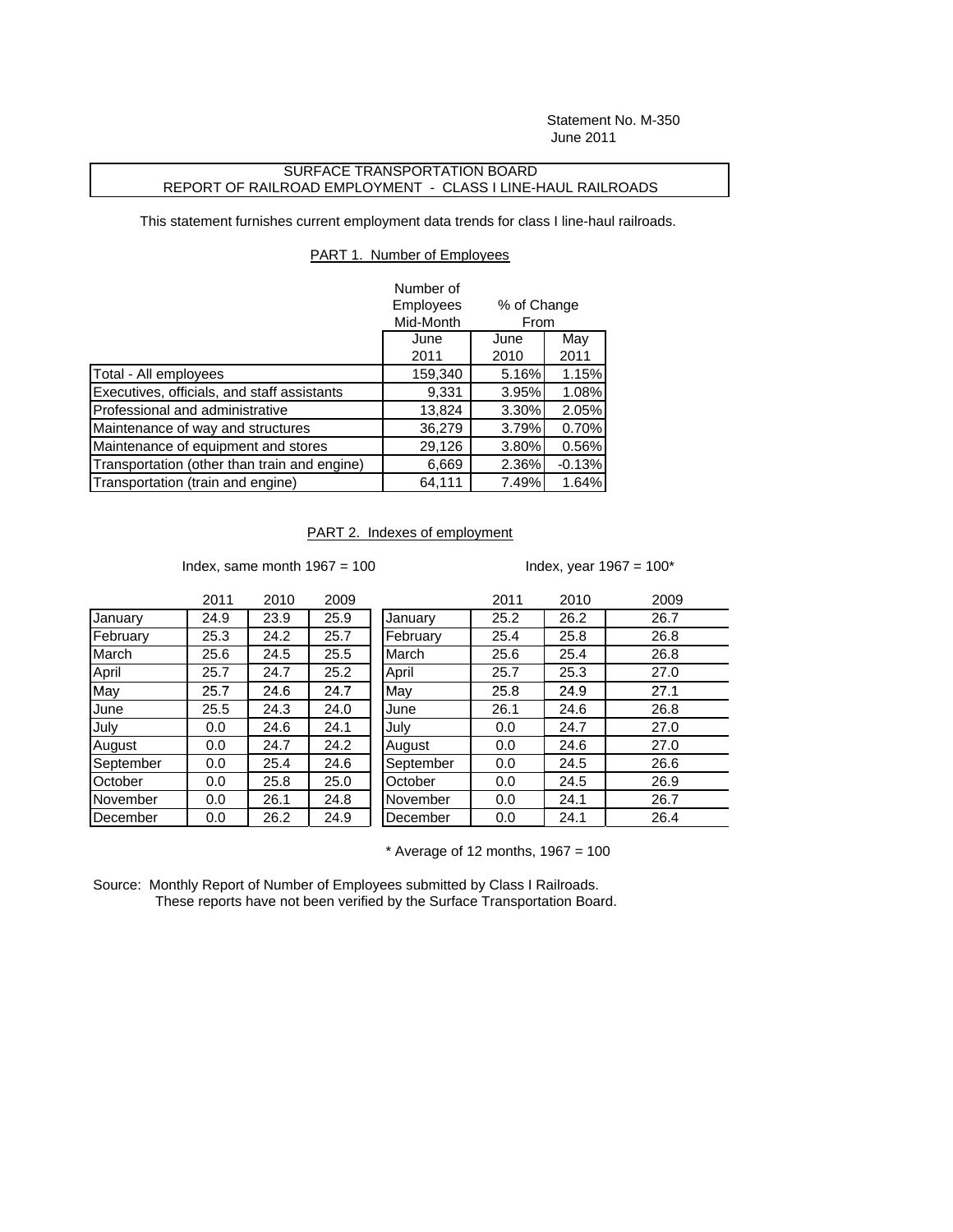Statement No. M-350
June 2011

## SURFACE TRANSPORTATION BOARD
## REPORT OF RAILROAD EMPLOYMENT - CLASS I LINE-HAUL RAILROADS

This statement furnishes current employment data trends for class I line-haul railroads.

### PART 1. Number of Employees

| | Number of Employees Mid-Month | % of Change From | |
|---|---|---|---|
| | June 2011 | June 2010 | May 2011 |
| Total - All employees | 159,340 | 5.16% | 1.15% |
| Executives, officials, and staff assistants | 9,331 | 3.95% | 1.08% |
| Professional and administrative | 13,824 | 3.30% | 2.05% |
| Maintenance of way and structures | 36,279 | 3.79% | 0.70% |
| Maintenance of equipment and stores | 29,126 | 3.80% | 0.56% |
| Transportation (other than train and engine) | 6,669 | 2.36% | -0.13% |
| Transportation (train and engine) | 64,111 | 7.49% | 1.64% |

### PART 2. Indexes of employment

Index, same month 1967 = 100

| | 2011 | 2010 | 2009 |
|---|---|---|---|
| January | 24.9 | 23.9 | 25.9 |
| February | 25.3 | 24.2 | 25.7 |
| March | 25.6 | 24.5 | 25.5 |
| April | 25.7 | 24.7 | 25.2 |
| May | 25.7 | 24.6 | 24.7 |
| June | 25.5 | 24.3 | 24.0 |
| July | 0.0 | 24.6 | 24.1 |
| August | 0.0 | 24.7 | 24.2 |
| September | 0.0 | 25.4 | 24.6 |
| October | 0.0 | 25.8 | 25.0 |
| November | 0.0 | 26.1 | 24.8 |
| December | 0.0 | 26.2 | 24.9 |

Index, year 1967 = 100*

| | 2011 | 2010 | 2009 |
|---|---|---|---|
| January | 25.2 | 26.2 | 26.7 |
| February | 25.4 | 25.8 | 26.8 |
| March | 25.6 | 25.4 | 26.8 |
| April | 25.7 | 25.3 | 27.0 |
| May | 25.8 | 24.9 | 27.1 |
| June | 26.1 | 24.6 | 26.8 |
| July | 0.0 | 24.7 | 27.0 |
| August | 0.0 | 24.6 | 27.0 |
| September | 0.0 | 24.5 | 26.6 |
| October | 0.0 | 24.5 | 26.9 |
| November | 0.0 | 24.1 | 26.7 |
| December | 0.0 | 24.1 | 26.4 |

* Average of 12 months, 1967 = 100

Source: Monthly Report of Number of Employees submitted by Class I Railroads.
These reports have not been verified by the Surface Transportation Board.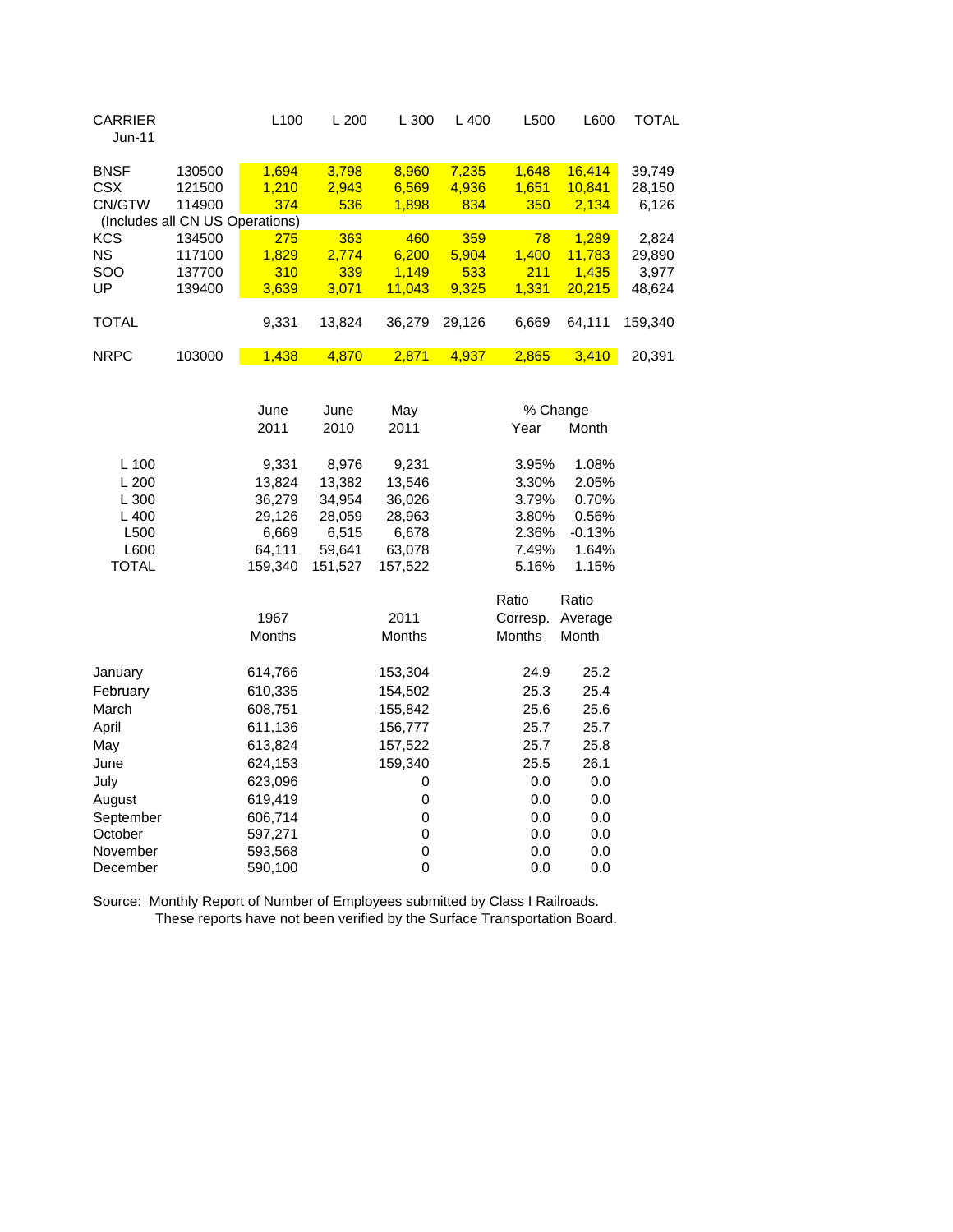| CARRIER Jun-11 | | L100 | L 200 | L 300 | L 400 | L500 | L600 | TOTAL |
|---|---|---|---|---|---|---|---|---|
| BNSF | 130500 | 1,694 | 3,798 | 8,960 | 7,235 | 1,648 | 16,414 | 39,749 |
| CSX | 121500 | 1,210 | 2,943 | 6,569 | 4,936 | 1,651 | 10,841 | 28,150 |
| CN/GTW (Includes all CN US Operations) | 114900 | 374 | 536 | 1,898 | 834 | 350 | 2,134 | 6,126 |
| KCS | 134500 | 275 | 363 | 460 | 359 | 78 | 1,289 | 2,824 |
| NS | 117100 | 1,829 | 2,774 | 6,200 | 5,904 | 1,400 | 11,783 | 29,890 |
| SOO | 137700 | 310 | 339 | 1,149 | 533 | 211 | 1,435 | 3,977 |
| UP | 139400 | 3,639 | 3,071 | 11,043 | 9,325 | 1,331 | 20,215 | 48,624 |
| TOTAL | | 9,331 | 13,824 | 36,279 | 29,126 | 6,669 | 64,111 | 159,340 |
| NRPC | 103000 | 1,438 | 4,870 | 2,871 | 4,937 | 2,865 | 3,410 | 20,391 |

| | June 2011 | June 2010 | May 2011 | % Change Year | % Change Month |
|---|---|---|---|---|---|
| L 100 | 9,331 | 8,976 | 9,231 | 3.95% | 1.08% |
| L 200 | 13,824 | 13,382 | 13,546 | 3.30% | 2.05% |
| L 300 | 36,279 | 34,954 | 36,026 | 3.79% | 0.70% |
| L 400 | 29,126 | 28,059 | 28,963 | 3.80% | 0.56% |
| L500 | 6,669 | 6,515 | 6,678 | 2.36% | -0.13% |
| L600 | 64,111 | 59,641 | 63,078 | 7.49% | 1.64% |
| TOTAL | 159,340 | 151,527 | 157,522 | 5.16% | 1.15% |

| | 1967 Months | 2011 Months | Ratio Corresp. Months | Ratio Average Month |
|---|---|---|---|---|
| January | 614,766 | 153,304 | 24.9 | 25.2 |
| February | 610,335 | 154,502 | 25.3 | 25.4 |
| March | 608,751 | 155,842 | 25.6 | 25.6 |
| April | 611,136 | 156,777 | 25.7 | 25.7 |
| May | 613,824 | 157,522 | 25.7 | 25.8 |
| June | 624,153 | 159,340 | 25.5 | 26.1 |
| July | 623,096 | 0 | 0.0 | 0.0 |
| August | 619,419 | 0 | 0.0 | 0.0 |
| September | 606,714 | 0 | 0.0 | 0.0 |
| October | 597,271 | 0 | 0.0 | 0.0 |
| November | 593,568 | 0 | 0.0 | 0.0 |
| December | 590,100 | 0 | 0.0 | 0.0 |

Source: Monthly Report of Number of Employees submitted by Class I Railroads.
These reports have not been verified by the Surface Transportation Board.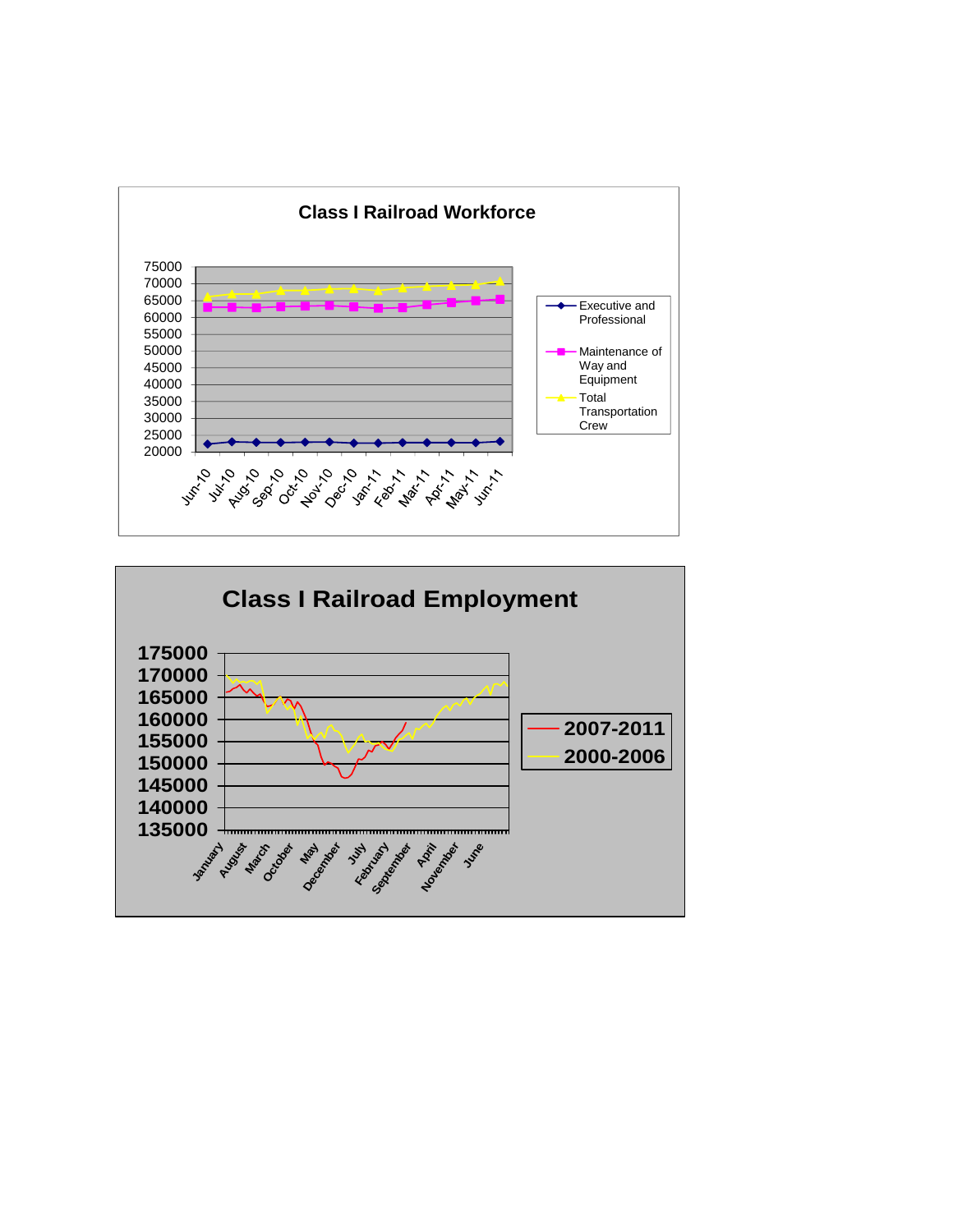Class I Railroad Workforce

75000
70000
65000
60000
55000
50000
45000
40000
35000
30000
25000
20000

Jun-10
Jul-10
Aug-10
Sep-10
Oct-10
Nov-10
Dec-10
Jan-11
Feb-11
Mar-11
Apr-11
May-11
Jun-11

Executive and Professional
Maintenance of Way and Equipment
Total Transportation Crew

Class I Railroad Employment

175000
170000
165000
160000
155000
150000
145000
140000
135000

January
August
March
October
May
December
July
February
September
April
November
June

2007-2011
2000-2006